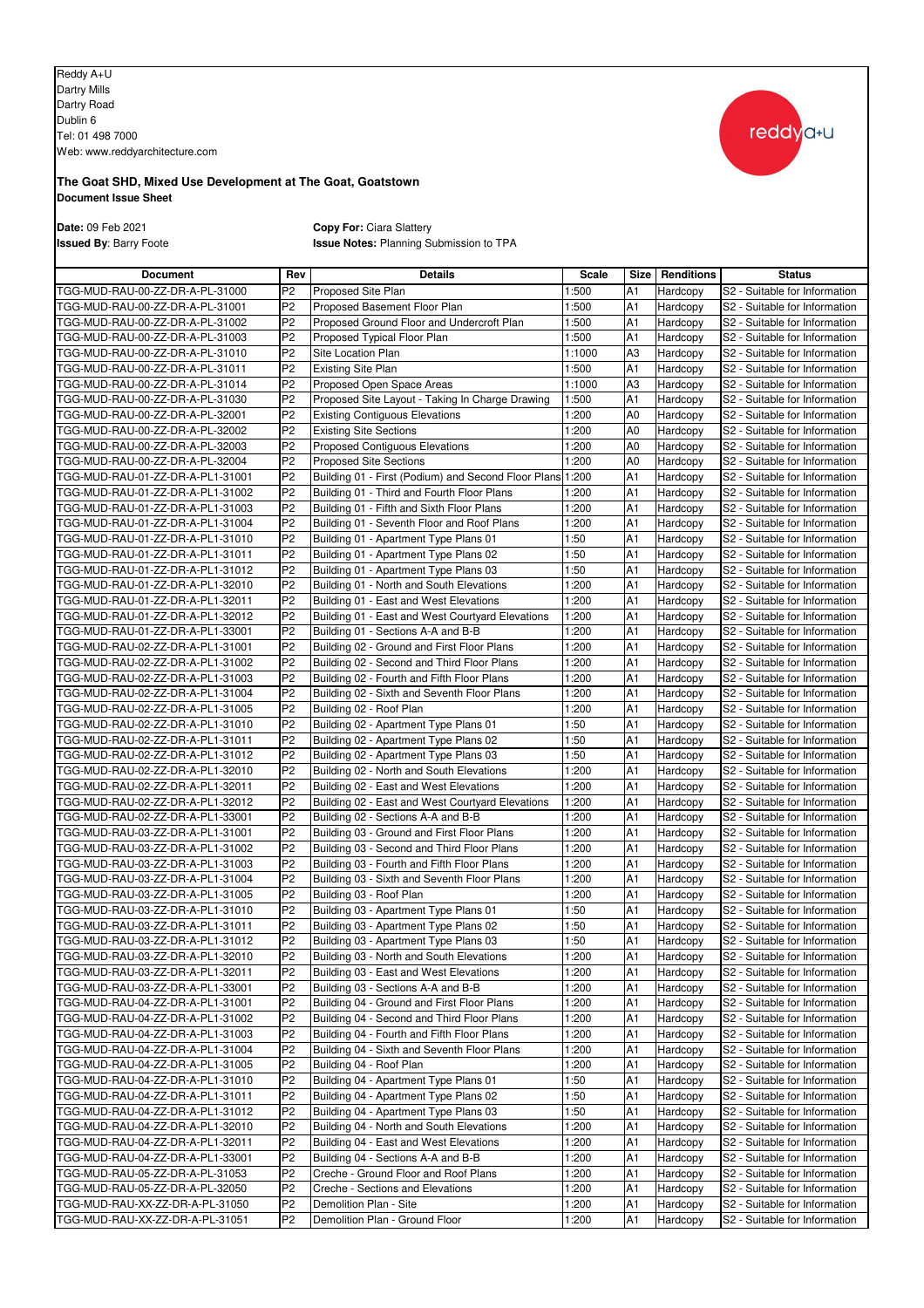Reddy A+U
Dartry Mills
Dartry Road
Dublin 6
Tel: 01 498 7000
Web: www.reddyarchitecture.com

**The Goat SHD, Mixed Use Development at The Goat, Goatstown**
**Document Issue Sheet**

**Date:** 09 Feb 2021
**Issued By**: Barry Foote

**Copy For:** Ciara Slattery
**Issue Notes:** Planning Submission to TPA

| Document | Rev | Details | Scale | Size | Renditions | Status |
|---|---|---|---|---|---|---|
| TGG-MUD-RAU-00-ZZ-DR-A-PL-31000 | P2 | Proposed Site Plan | 1:500 | A1 | Hardcopy | S2 - Suitable for Information |
| TGG-MUD-RAU-00-ZZ-DR-A-PL-31001 | P2 | Proposed Basement Floor Plan | 1:500 | A1 | Hardcopy | S2 - Suitable for Information |
| TGG-MUD-RAU-00-ZZ-DR-A-PL-31002 | P2 | Proposed Ground Floor and Undercroft Plan | 1:500 | A1 | Hardcopy | S2 - Suitable for Information |
| TGG-MUD-RAU-00-ZZ-DR-A-PL-31003 | P2 | Proposed Typical Floor Plan | 1:500 | A1 | Hardcopy | S2 - Suitable for Information |
| TGG-MUD-RAU-00-ZZ-DR-A-PL-31010 | P2 | Site Location Plan | 1:1000 | A3 | Hardcopy | S2 - Suitable for Information |
| TGG-MUD-RAU-00-ZZ-DR-A-PL-31011 | P2 | Existing Site Plan | 1:500 | A1 | Hardcopy | S2 - Suitable for Information |
| TGG-MUD-RAU-00-ZZ-DR-A-PL-31014 | P2 | Proposed Open Space Areas | 1:1000 | A3 | Hardcopy | S2 - Suitable for Information |
| TGG-MUD-RAU-00-ZZ-DR-A-PL-31030 | P2 | Proposed Site Layout - Taking In Charge Drawing | 1:500 | A1 | Hardcopy | S2 - Suitable for Information |
| TGG-MUD-RAU-00-ZZ-DR-A-PL-32001 | P2 | Existing Contiguous Elevations | 1:200 | A0 | Hardcopy | S2 - Suitable for Information |
| TGG-MUD-RAU-00-ZZ-DR-A-PL-32002 | P2 | Existing Site Sections | 1:200 | A0 | Hardcopy | S2 - Suitable for Information |
| TGG-MUD-RAU-00-ZZ-DR-A-PL-32003 | P2 | Proposed Contiguous Elevations | 1:200 | A0 | Hardcopy | S2 - Suitable for Information |
| TGG-MUD-RAU-00-ZZ-DR-A-PL-32004 | P2 | Proposed Site Sections | 1:200 | A0 | Hardcopy | S2 - Suitable for Information |
| TGG-MUD-RAU-01-ZZ-DR-A-PL1-31001 | P2 | Building 01 - First (Podium) and Second Floor Plans | 1:200 | A1 | Hardcopy | S2 - Suitable for Information |
| TGG-MUD-RAU-01-ZZ-DR-A-PL1-31002 | P2 | Building 01 - Third and Fourth Floor Plans | 1:200 | A1 | Hardcopy | S2 - Suitable for Information |
| TGG-MUD-RAU-01-ZZ-DR-A-PL1-31003 | P2 | Building 01 - Fifth and Sixth Floor Plans | 1:200 | A1 | Hardcopy | S2 - Suitable for Information |
| TGG-MUD-RAU-01-ZZ-DR-A-PL1-31004 | P2 | Building 01 - Seventh Floor and Roof Plans | 1:200 | A1 | Hardcopy | S2 - Suitable for Information |
| TGG-MUD-RAU-01-ZZ-DR-A-PL1-31010 | P2 | Building 01 - Apartment Type Plans 01 | 1:50 | A1 | Hardcopy | S2 - Suitable for Information |
| TGG-MUD-RAU-01-ZZ-DR-A-PL1-31011 | P2 | Building 01 - Apartment Type Plans 02 | 1:50 | A1 | Hardcopy | S2 - Suitable for Information |
| TGG-MUD-RAU-01-ZZ-DR-A-PL1-31012 | P2 | Building 01 - Apartment Type Plans 03 | 1:50 | A1 | Hardcopy | S2 - Suitable for Information |
| TGG-MUD-RAU-01-ZZ-DR-A-PL1-32010 | P2 | Building 01 - North and South Elevations | 1:200 | A1 | Hardcopy | S2 - Suitable for Information |
| TGG-MUD-RAU-01-ZZ-DR-A-PL1-32011 | P2 | Building 01 - East and West Elevations | 1:200 | A1 | Hardcopy | S2 - Suitable for Information |
| TGG-MUD-RAU-01-ZZ-DR-A-PL1-32012 | P2 | Building 01 - East and West Courtyard Elevations | 1:200 | A1 | Hardcopy | S2 - Suitable for Information |
| TGG-MUD-RAU-01-ZZ-DR-A-PL1-33001 | P2 | Building 01 - Sections A-A and B-B | 1:200 | A1 | Hardcopy | S2 - Suitable for Information |
| TGG-MUD-RAU-02-ZZ-DR-A-PL1-31001 | P2 | Building 02 - Ground and First Floor Plans | 1:200 | A1 | Hardcopy | S2 - Suitable for Information |
| TGG-MUD-RAU-02-ZZ-DR-A-PL1-31002 | P2 | Building 02 - Second and Third Floor Plans | 1:200 | A1 | Hardcopy | S2 - Suitable for Information |
| TGG-MUD-RAU-02-ZZ-DR-A-PL1-31003 | P2 | Building 02 - Fourth and Fifth Floor Plans | 1:200 | A1 | Hardcopy | S2 - Suitable for Information |
| TGG-MUD-RAU-02-ZZ-DR-A-PL1-31004 | P2 | Building 02 - Sixth and Seventh Floor Plans | 1:200 | A1 | Hardcopy | S2 - Suitable for Information |
| TGG-MUD-RAU-02-ZZ-DR-A-PL1-31005 | P2 | Building 02 - Roof Plan | 1:200 | A1 | Hardcopy | S2 - Suitable for Information |
| TGG-MUD-RAU-02-ZZ-DR-A-PL1-31010 | P2 | Building 02 - Apartment Type Plans 01 | 1:50 | A1 | Hardcopy | S2 - Suitable for Information |
| TGG-MUD-RAU-02-ZZ-DR-A-PL1-31011 | P2 | Building 02 - Apartment Type Plans 02 | 1:50 | A1 | Hardcopy | S2 - Suitable for Information |
| TGG-MUD-RAU-02-ZZ-DR-A-PL1-31012 | P2 | Building 02 - Apartment Type Plans 03 | 1:50 | A1 | Hardcopy | S2 - Suitable for Information |
| TGG-MUD-RAU-02-ZZ-DR-A-PL1-32010 | P2 | Building 02 - North and South Elevations | 1:200 | A1 | Hardcopy | S2 - Suitable for Information |
| TGG-MUD-RAU-02-ZZ-DR-A-PL1-32011 | P2 | Building 02 - East and West Elevations | 1:200 | A1 | Hardcopy | S2 - Suitable for Information |
| TGG-MUD-RAU-02-ZZ-DR-A-PL1-32012 | P2 | Building 02 - East and West Courtyard Elevations | 1:200 | A1 | Hardcopy | S2 - Suitable for Information |
| TGG-MUD-RAU-02-ZZ-DR-A-PL1-33001 | P2 | Building 02 - Sections A-A and B-B | 1:200 | A1 | Hardcopy | S2 - Suitable for Information |
| TGG-MUD-RAU-03-ZZ-DR-A-PL1-31001 | P2 | Building 03 - Ground and First Floor Plans | 1:200 | A1 | Hardcopy | S2 - Suitable for Information |
| TGG-MUD-RAU-03-ZZ-DR-A-PL1-31002 | P2 | Building 03 - Second and Third Floor Plans | 1:200 | A1 | Hardcopy | S2 - Suitable for Information |
| TGG-MUD-RAU-03-ZZ-DR-A-PL1-31003 | P2 | Building 03 - Fourth and Fifth Floor Plans | 1:200 | A1 | Hardcopy | S2 - Suitable for Information |
| TGG-MUD-RAU-03-ZZ-DR-A-PL1-31004 | P2 | Building 03 - Sixth and Seventh Floor Plans | 1:200 | A1 | Hardcopy | S2 - Suitable for Information |
| TGG-MUD-RAU-03-ZZ-DR-A-PL1-31005 | P2 | Building 03 - Roof Plan | 1:200 | A1 | Hardcopy | S2 - Suitable for Information |
| TGG-MUD-RAU-03-ZZ-DR-A-PL1-31010 | P2 | Building 03 - Apartment Type Plans 01 | 1:50 | A1 | Hardcopy | S2 - Suitable for Information |
| TGG-MUD-RAU-03-ZZ-DR-A-PL1-31011 | P2 | Building 03 - Apartment Type Plans 02 | 1:50 | A1 | Hardcopy | S2 - Suitable for Information |
| TGG-MUD-RAU-03-ZZ-DR-A-PL1-31012 | P2 | Building 03 - Apartment Type Plans 03 | 1:50 | A1 | Hardcopy | S2 - Suitable for Information |
| TGG-MUD-RAU-03-ZZ-DR-A-PL1-32010 | P2 | Building 03 - North and South Elevations | 1:200 | A1 | Hardcopy | S2 - Suitable for Information |
| TGG-MUD-RAU-03-ZZ-DR-A-PL1-32011 | P2 | Building 03 - East and West Elevations | 1:200 | A1 | Hardcopy | S2 - Suitable for Information |
| TGG-MUD-RAU-03-ZZ-DR-A-PL1-33001 | P2 | Building 03 - Sections A-A and B-B | 1:200 | A1 | Hardcopy | S2 - Suitable for Information |
| TGG-MUD-RAU-04-ZZ-DR-A-PL1-31001 | P2 | Building 04 - Ground and First Floor Plans | 1:200 | A1 | Hardcopy | S2 - Suitable for Information |
| TGG-MUD-RAU-04-ZZ-DR-A-PL1-31002 | P2 | Building 04 - Second and Third Floor Plans | 1:200 | A1 | Hardcopy | S2 - Suitable for Information |
| TGG-MUD-RAU-04-ZZ-DR-A-PL1-31003 | P2 | Building 04 - Fourth and Fifth Floor Plans | 1:200 | A1 | Hardcopy | S2 - Suitable for Information |
| TGG-MUD-RAU-04-ZZ-DR-A-PL1-31004 | P2 | Building 04 - Sixth and Seventh Floor Plans | 1:200 | A1 | Hardcopy | S2 - Suitable for Information |
| TGG-MUD-RAU-04-ZZ-DR-A-PL1-31005 | P2 | Building 04 - Roof Plan | 1:200 | A1 | Hardcopy | S2 - Suitable for Information |
| TGG-MUD-RAU-04-ZZ-DR-A-PL1-31010 | P2 | Building 04 - Apartment Type Plans 01 | 1:50 | A1 | Hardcopy | S2 - Suitable for Information |
| TGG-MUD-RAU-04-ZZ-DR-A-PL1-31011 | P2 | Building 04 - Apartment Type Plans 02 | 1:50 | A1 | Hardcopy | S2 - Suitable for Information |
| TGG-MUD-RAU-04-ZZ-DR-A-PL1-31012 | P2 | Building 04 - Apartment Type Plans 03 | 1:50 | A1 | Hardcopy | S2 - Suitable for Information |
| TGG-MUD-RAU-04-ZZ-DR-A-PL1-32010 | P2 | Building 04 - North and South Elevations | 1:200 | A1 | Hardcopy | S2 - Suitable for Information |
| TGG-MUD-RAU-04-ZZ-DR-A-PL1-32011 | P2 | Building 04 - East and West Elevations | 1:200 | A1 | Hardcopy | S2 - Suitable for Information |
| TGG-MUD-RAU-04-ZZ-DR-A-PL1-33001 | P2 | Building 04 - Sections A-A and B-B | 1:200 | A1 | Hardcopy | S2 - Suitable for Information |
| TGG-MUD-RAU-05-ZZ-DR-A-PL-31053 | P2 | Creche - Ground Floor and Roof Plans | 1:200 | A1 | Hardcopy | S2 - Suitable for Information |
| TGG-MUD-RAU-05-ZZ-DR-A-PL-32050 | P2 | Creche - Sections and Elevations | 1:200 | A1 | Hardcopy | S2 - Suitable for Information |
| TGG-MUD-RAU-XX-ZZ-DR-A-PL-31050 | P2 | Demolition Plan - Site | 1:200 | A1 | Hardcopy | S2 - Suitable for Information |
| TGG-MUD-RAU-XX-ZZ-DR-A-PL-31051 | P2 | Demolition Plan - Ground Floor | 1:200 | A1 | Hardcopy | S2 - Suitable for Information |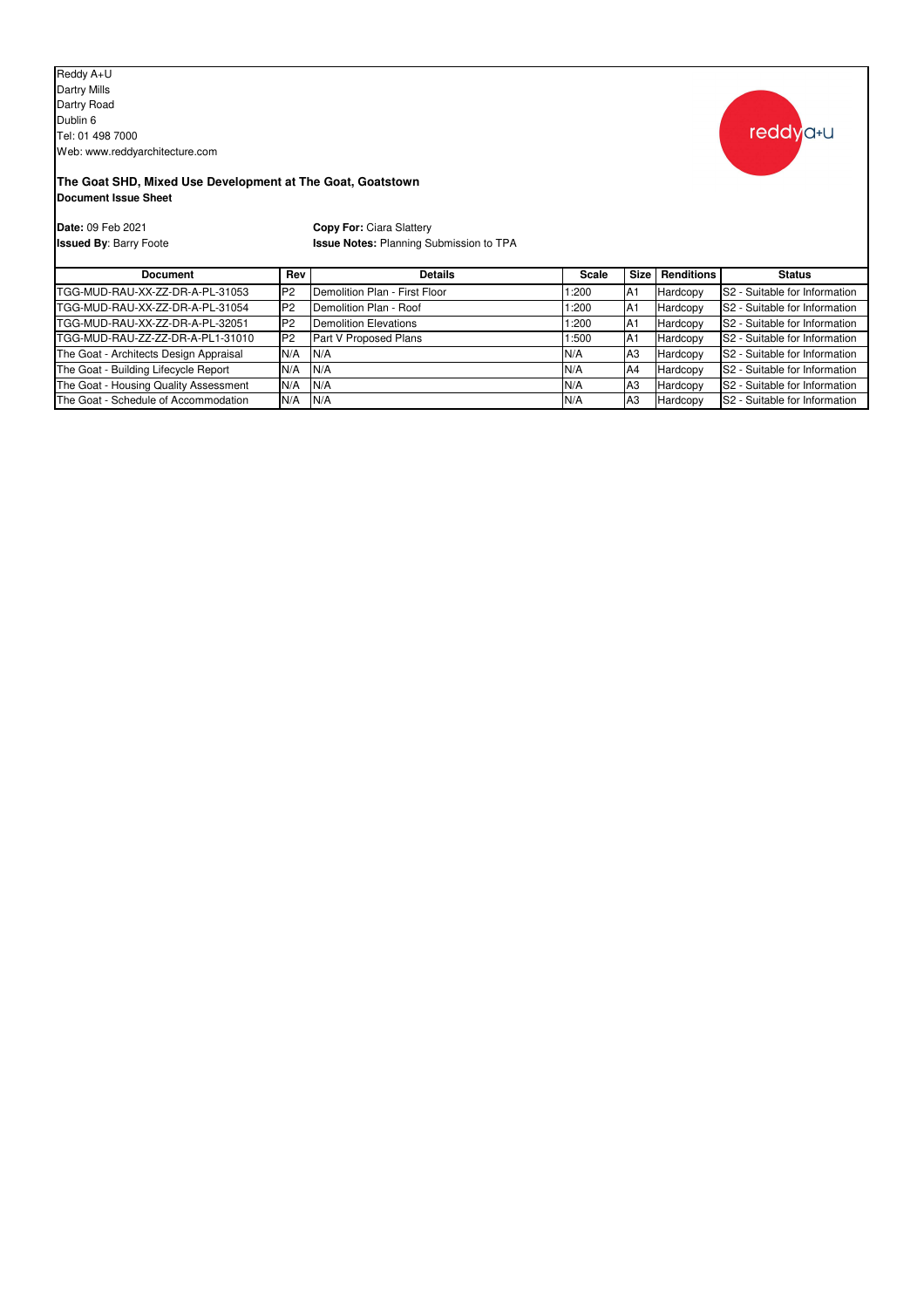Reddy A+U
Dartry Mills
Dartry Road
Dublin 6
Tel: 01 498 7000
Web: www.reddyarchitecture.com

**The Goat SHD, Mixed Use Development at The Goat, Goatstown**
**Document Issue Sheet**

**Date:** 09 Feb 2021
**Issued By**: Barry Foote

**Copy For:** Ciara Slattery
**Issue Notes:** Planning Submission to TPA

| Document | Rev | Details | Scale | Size | Renditions | Status |
|---|---|---|---|---|---|---|
| TGG-MUD-RAU-XX-ZZ-DR-A-PL-31053 | P2 | Demolition Plan - First Floor | 1:200 | A1 | Hardcopy | S2 - Suitable for Information |
| TGG-MUD-RAU-XX-ZZ-DR-A-PL-31054 | P2 | Demolition Plan - Roof | 1:200 | A1 | Hardcopy | S2 - Suitable for Information |
| TGG-MUD-RAU-XX-ZZ-DR-A-PL-32051 | P2 | Demolition Elevations | 1:200 | A1 | Hardcopy | S2 - Suitable for Information |
| TGG-MUD-RAU-ZZ-ZZ-DR-A-PL1-31010 | P2 | Part V Proposed Plans | 1:500 | A1 | Hardcopy | S2 - Suitable for Information |
| The Goat - Architects Design Appraisal | N/A | N/A | N/A | A3 | Hardcopy | S2 - Suitable for Information |
| The Goat - Building Lifecycle Report | N/A | N/A | N/A | A4 | Hardcopy | S2 - Suitable for Information |
| The Goat - Housing Quality Assessment | N/A | N/A | N/A | A3 | Hardcopy | S2 - Suitable for Information |
| The Goat - Schedule of Accommodation | N/A | N/A | N/A | A3 | Hardcopy | S2 - Suitable for Information |